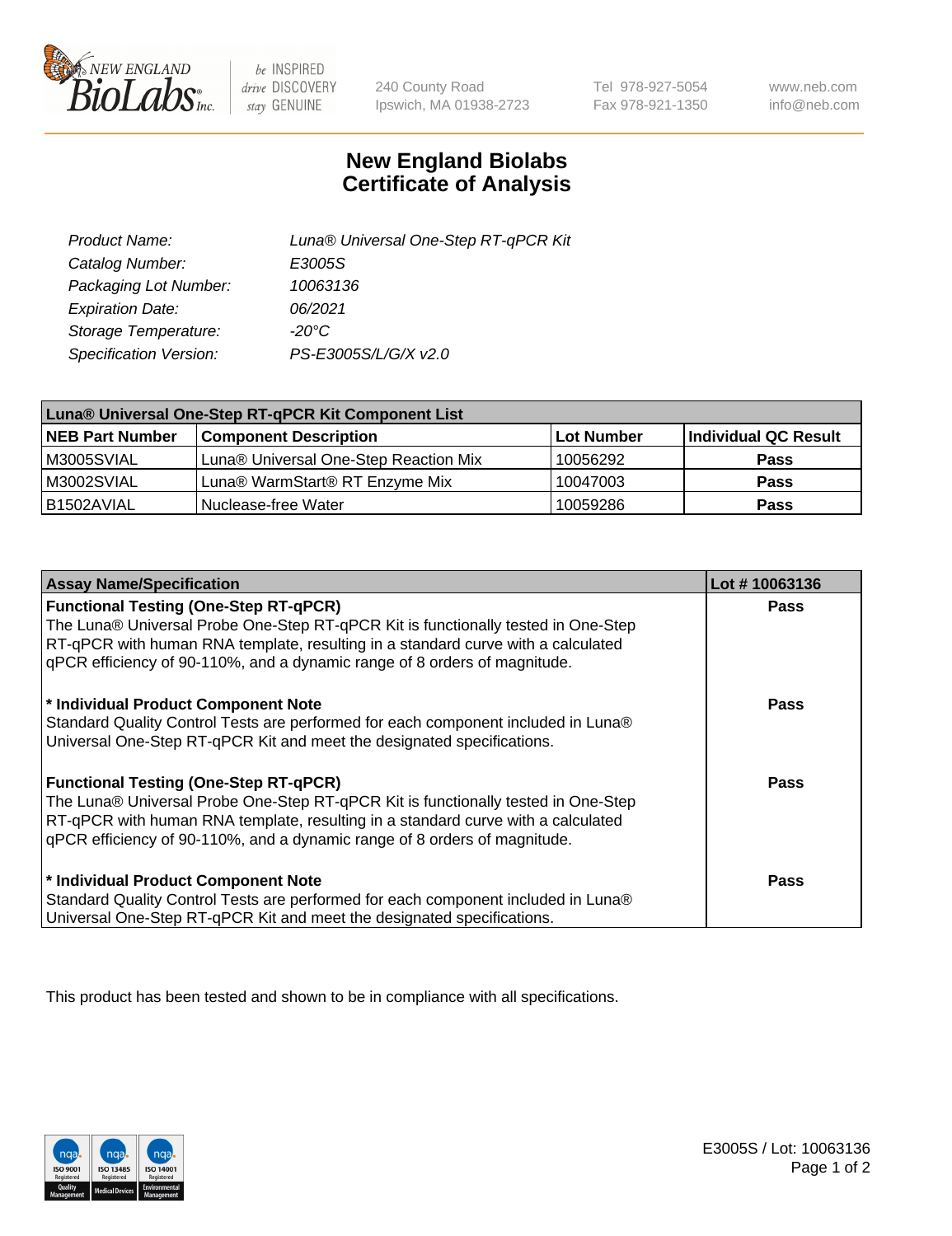New England BioLabs Inc. — be INSPIRED drive DISCOVERY stay GENUINE

240 County Road
Ipswich, MA 01938-2723

Tel 978-927-5054
Fax 978-921-1350

www.neb.com
info@neb.com

# New England Biolabs
# Certificate of Analysis

| | |
|---|---|
| *Product Name:* | *Luna® Universal One-Step RT-qPCR Kit* |
| *Catalog Number:* | *E3005S* |
| *Packaging Lot Number:* | *10063136* |
| *Expiration Date:* | *06/2021* |
| *Storage Temperature:* | *-20°C* |
| *Specification Version:* | *PS-E3005S/L/G/X v2.0* |

| Luna® Universal One-Step RT-qPCR Kit Component List | | | |
|---|---|---|---|
| **NEB Part Number** | **Component Description** | **Lot Number** | **Individual QC Result** |
| M3005SVIAL | Luna® Universal One-Step Reaction Mix | 10056292 | **Pass** |
| M3002SVIAL | Luna® WarmStart® RT Enzyme Mix | 10047003 | **Pass** |
| B1502AVIAL | Nuclease-free Water | 10059286 | **Pass** |

| Assay Name/Specification | Lot # 10063136 |
|---|---|
| **Functional Testing (One-Step RT-qPCR)**<br>The Luna® Universal Probe One-Step RT-qPCR Kit is functionally tested in One-Step RT-qPCR with human RNA template, resulting in a standard curve with a calculated qPCR efficiency of 90-110%, and a dynamic range of 8 orders of magnitude. | **Pass** |
| **\* Individual Product Component Note**<br>Standard Quality Control Tests are performed for each component included in Luna® Universal One-Step RT-qPCR Kit and meet the designated specifications. | **Pass** |
| **Functional Testing (One-Step RT-qPCR)**<br>The Luna® Universal Probe One-Step RT-qPCR Kit is functionally tested in One-Step RT-qPCR with human RNA template, resulting in a standard curve with a calculated qPCR efficiency of 90-110%, and a dynamic range of 8 orders of magnitude. | **Pass** |
| **\* Individual Product Component Note**<br>Standard Quality Control Tests are performed for each component included in Luna® Universal One-Step RT-qPCR Kit and meet the designated specifications. | **Pass** |

This product has been tested and shown to be in compliance with all specifications.

E3005S / Lot: 10063136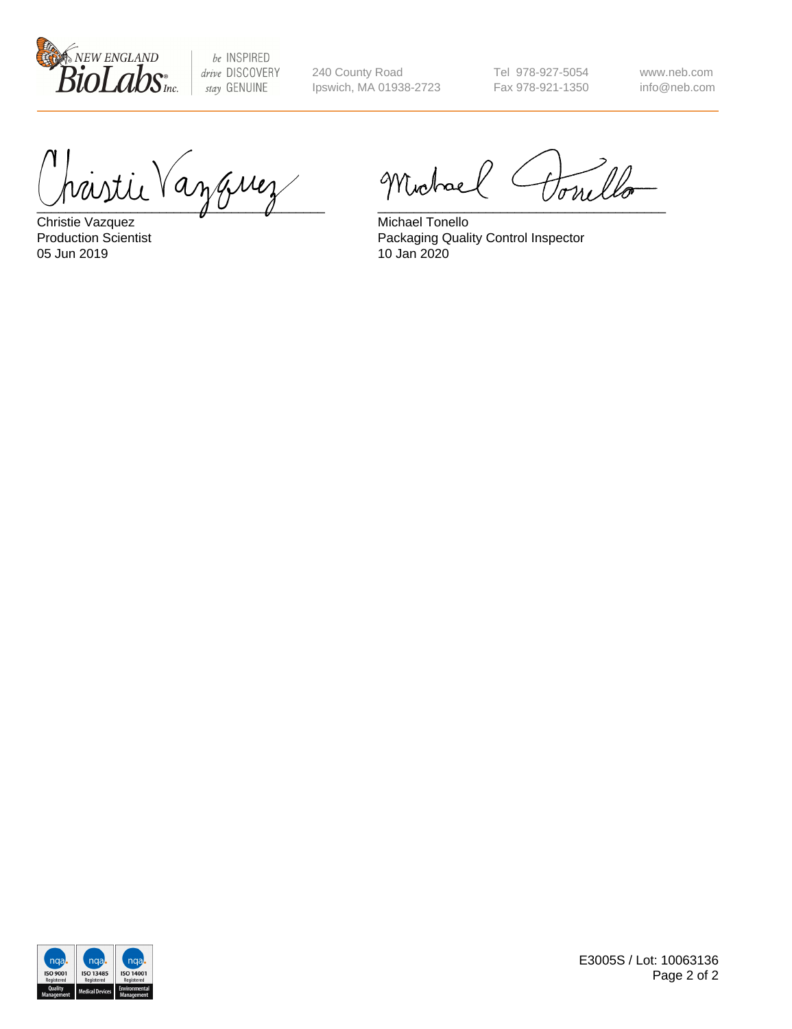Christie Vazquez
Production Scientist
05 Jun 2019

Michael Tonello
Packaging Quality Control Inspector
10 Jan 2020

E3005S / Lot: 10063136